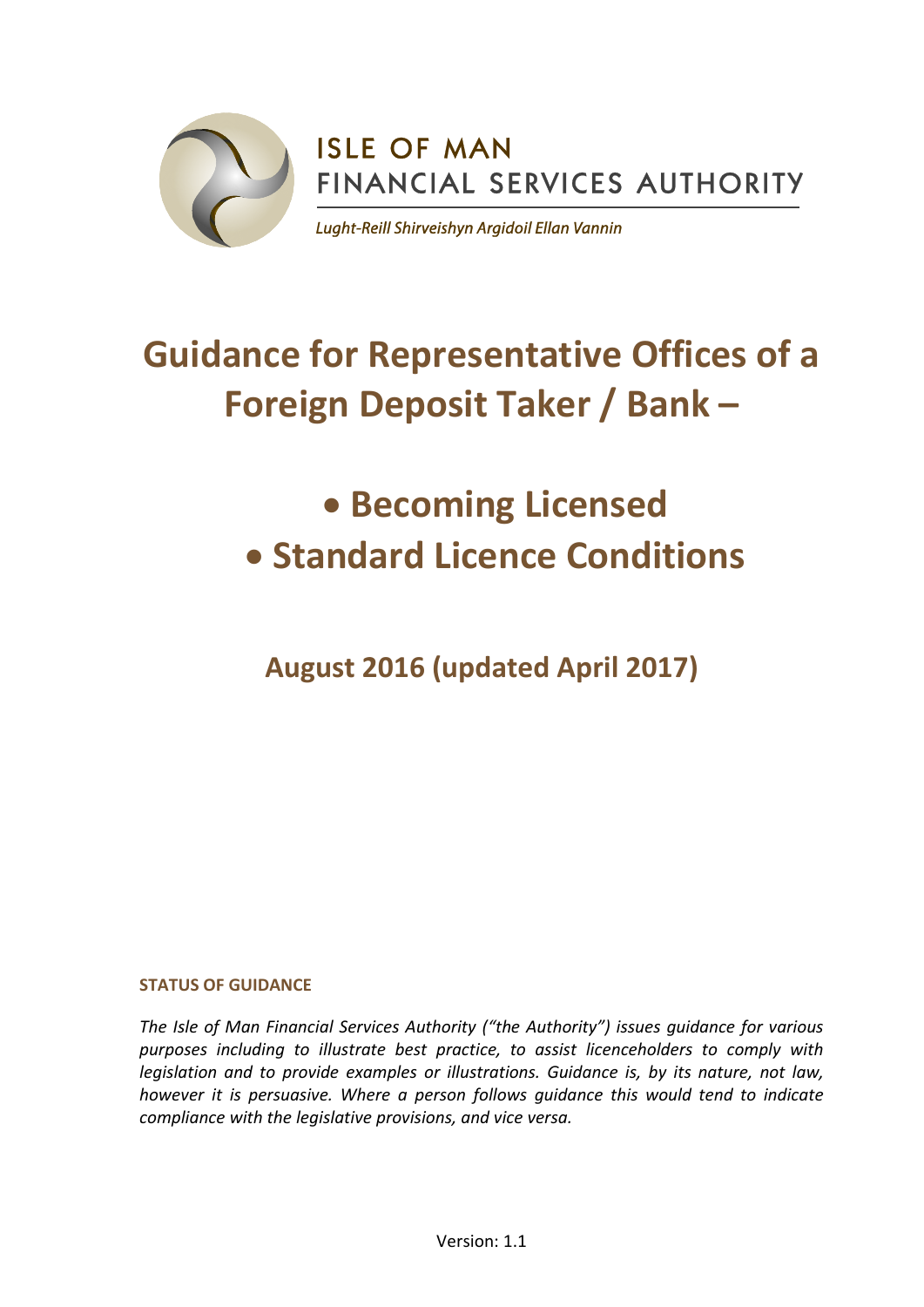ISLE OF MAN
FINANCIAL SERVICES AUTHORITY

*Lught-Reill Shirveishyn Argidoil Ellan Vannin*

# Guidance for Representative Offices of a Foreign Deposit Taker / Bank –

# • Becoming Licensed
# • Standard Licence Conditions

## August 2016 (updated April 2017)

**STATUS OF GUIDANCE**

*The Isle of Man Financial Services Authority ("the Authority") issues guidance for various purposes including to illustrate best practice, to assist licenceholders to comply with legislation and to provide examples or illustrations. Guidance is, by its nature, not law, however it is persuasive. Where a person follows guidance this would tend to indicate compliance with the legislative provisions, and vice versa.*

Version: 1.1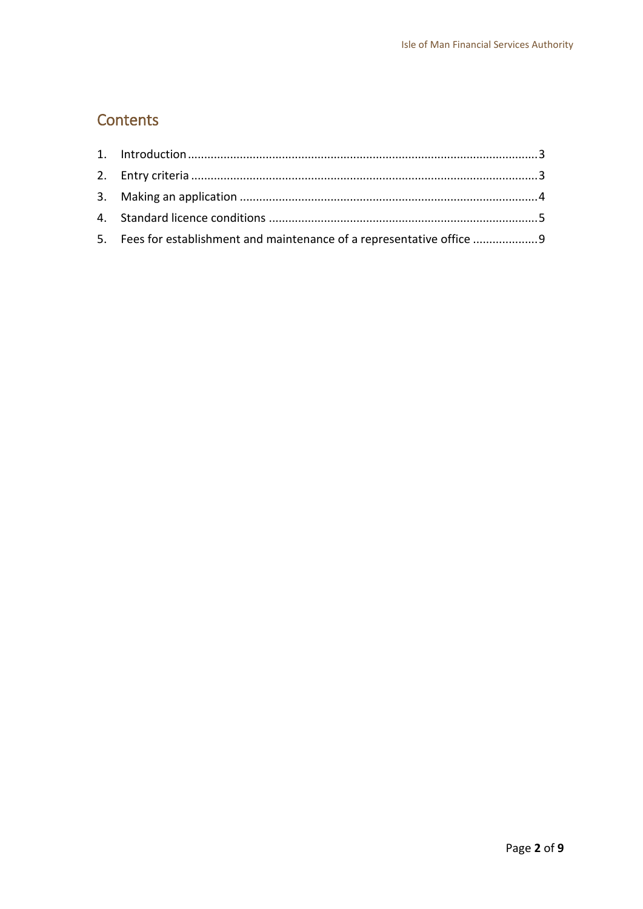## Contents

1. Introduction ....................................................................................................... 3
2. Entry criteria ...................................................................................................... 3
3. Making an application ....................................................................................... 4
4. Standard licence conditions .............................................................................. 5
5. Fees for establishment and maintenance of a representative office .................... 9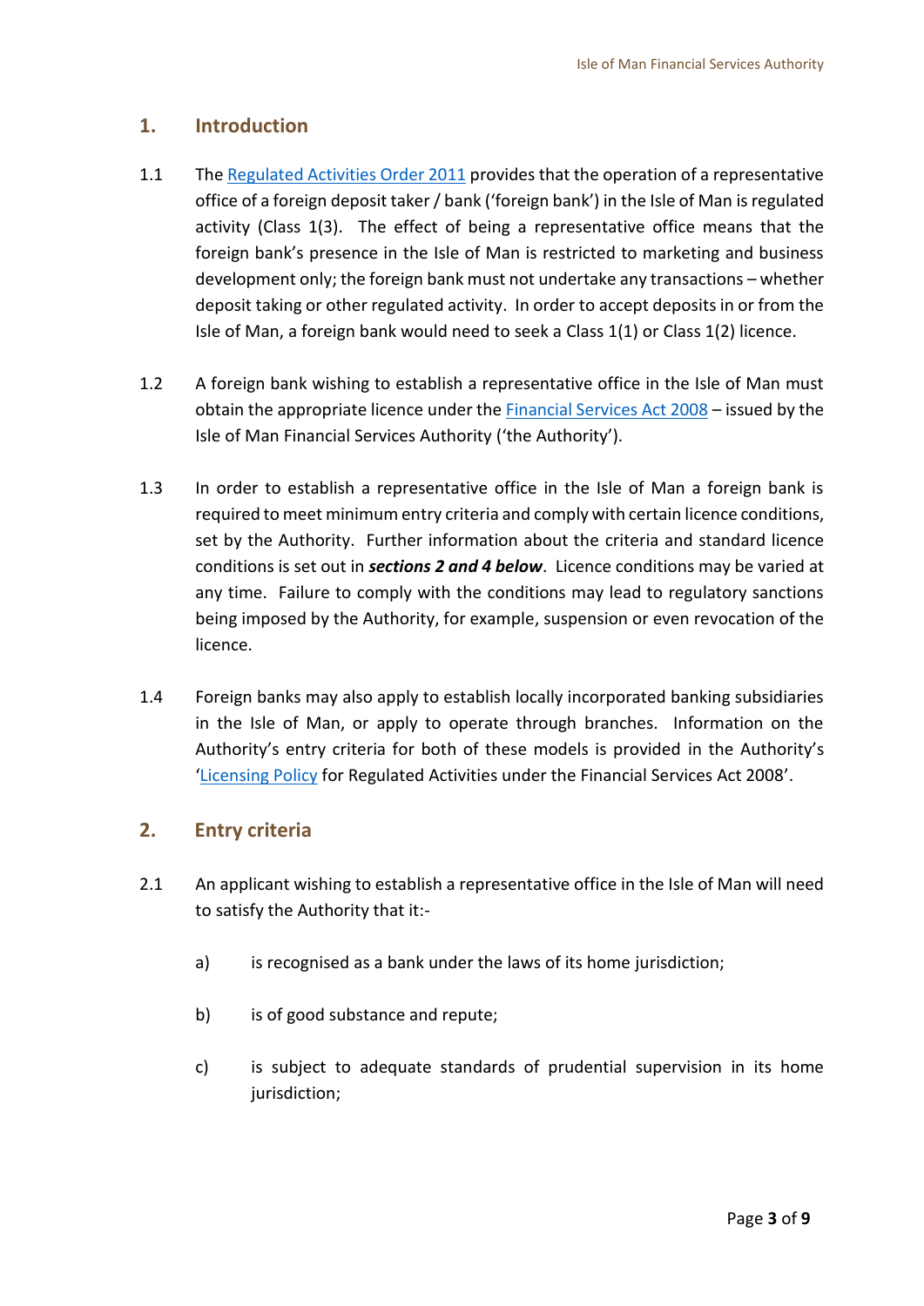## 1. Introduction

1.1 The Regulated Activities Order 2011 provides that the operation of a representative office of a foreign deposit taker / bank ('foreign bank') in the Isle of Man is regulated activity (Class 1(3). The effect of being a representative office means that the foreign bank's presence in the Isle of Man is restricted to marketing and business development only; the foreign bank must not undertake any transactions – whether deposit taking or other regulated activity. In order to accept deposits in or from the Isle of Man, a foreign bank would need to seek a Class 1(1) or Class 1(2) licence.

1.2 A foreign bank wishing to establish a representative office in the Isle of Man must obtain the appropriate licence under the Financial Services Act 2008 – issued by the Isle of Man Financial Services Authority ('the Authority').

1.3 In order to establish a representative office in the Isle of Man a foreign bank is required to meet minimum entry criteria and comply with certain licence conditions, set by the Authority. Further information about the criteria and standard licence conditions is set out in ***sections 2 and 4 below***. Licence conditions may be varied at any time. Failure to comply with the conditions may lead to regulatory sanctions being imposed by the Authority, for example, suspension or even revocation of the licence.

1.4 Foreign banks may also apply to establish locally incorporated banking subsidiaries in the Isle of Man, or apply to operate through branches. Information on the Authority's entry criteria for both of these models is provided in the Authority's 'Licensing Policy for Regulated Activities under the Financial Services Act 2008'.

## 2. Entry criteria

2.1 An applicant wishing to establish a representative office in the Isle of Man will need to satisfy the Authority that it:-

a) is recognised as a bank under the laws of its home jurisdiction;

b) is of good substance and repute;

c) is subject to adequate standards of prudential supervision in its home jurisdiction;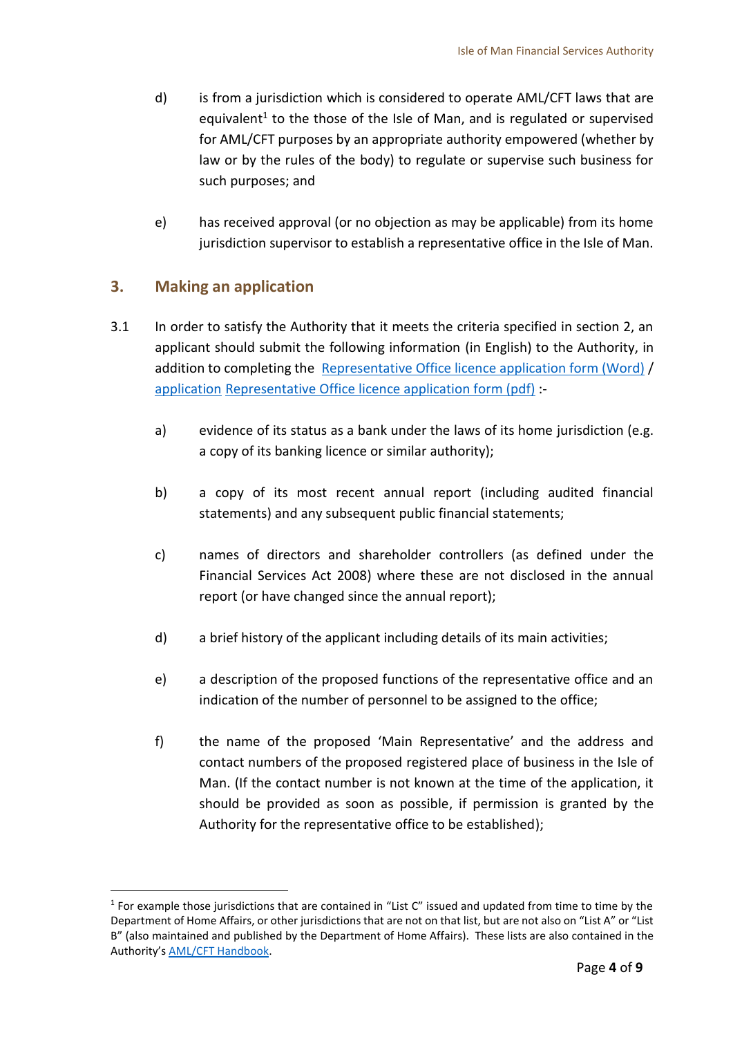d) is from a jurisdiction which is considered to operate AML/CFT laws that are equivalent[1] to the those of the Isle of Man, and is regulated or supervised for AML/CFT purposes by an appropriate authority empowered (whether by law or by the rules of the body) to regulate or supervise such business for such purposes; and

e) has received approval (or no objection as may be applicable) from its home jurisdiction supervisor to establish a representative office in the Isle of Man.

## 3. Making an application

3.1 In order to satisfy the Authority that it meets the criteria specified in section 2, an applicant should submit the following information (in English) to the Authority, in addition to completing the Representative Office licence application form (Word) / application Representative Office licence application form (pdf) :-

a) evidence of its status as a bank under the laws of its home jurisdiction (e.g. a copy of its banking licence or similar authority);

b) a copy of its most recent annual report (including audited financial statements) and any subsequent public financial statements;

c) names of directors and shareholder controllers (as defined under the Financial Services Act 2008) where these are not disclosed in the annual report (or have changed since the annual report);

d) a brief history of the applicant including details of its main activities;

e) a description of the proposed functions of the representative office and an indication of the number of personnel to be assigned to the office;

f) the name of the proposed 'Main Representative' and the address and contact numbers of the proposed registered place of business in the Isle of Man. (If the contact number is not known at the time of the application, it should be provided as soon as possible, if permission is granted by the Authority for the representative office to be established);

---

[1] For example those jurisdictions that are contained in "List C" issued and updated from time to time by the Department of Home Affairs, or other jurisdictions that are not on that list, but are not also on "List A" or "List B" (also maintained and published by the Department of Home Affairs). These lists are also contained in the Authority's AML/CFT Handbook.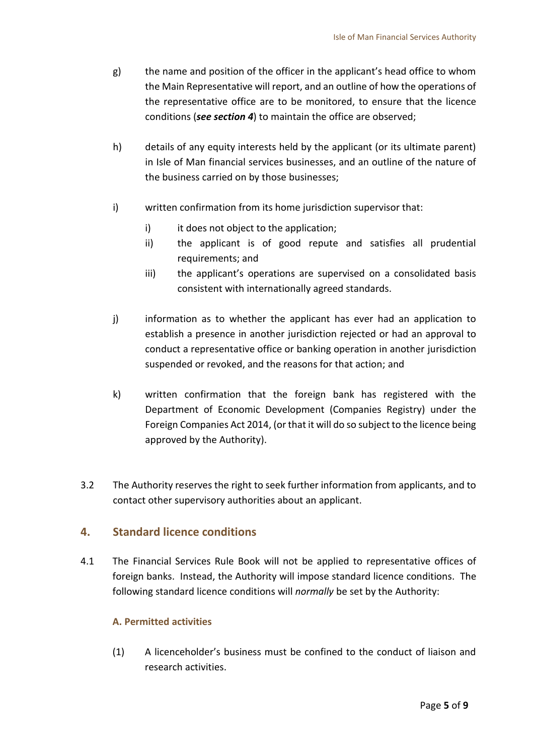g) the name and position of the officer in the applicant's head office to whom the Main Representative will report, and an outline of how the operations of the representative office are to be monitored, to ensure that the licence conditions (***see section 4***) to maintain the office are observed;

h) details of any equity interests held by the applicant (or its ultimate parent) in Isle of Man financial services businesses, and an outline of the nature of the business carried on by those businesses;

i) written confirmation from its home jurisdiction supervisor that:

   i) it does not object to the application;
   
   ii) the applicant is of good repute and satisfies all prudential requirements; and
   
   iii) the applicant's operations are supervised on a consolidated basis consistent with internationally agreed standards.

j) information as to whether the applicant has ever had an application to establish a presence in another jurisdiction rejected or had an approval to conduct a representative office or banking operation in another jurisdiction suspended or revoked, and the reasons for that action; and

k) written confirmation that the foreign bank has registered with the Department of Economic Development (Companies Registry) under the Foreign Companies Act 2014, (or that it will do so subject to the licence being approved by the Authority).

3.2 The Authority reserves the right to seek further information from applicants, and to contact other supervisory authorities about an applicant.

## 4. Standard licence conditions

4.1 The Financial Services Rule Book will not be applied to representative offices of foreign banks. Instead, the Authority will impose standard licence conditions. The following standard licence conditions will *normally* be set by the Authority:

### A. Permitted activities

(1) A licenceholder's business must be confined to the conduct of liaison and research activities.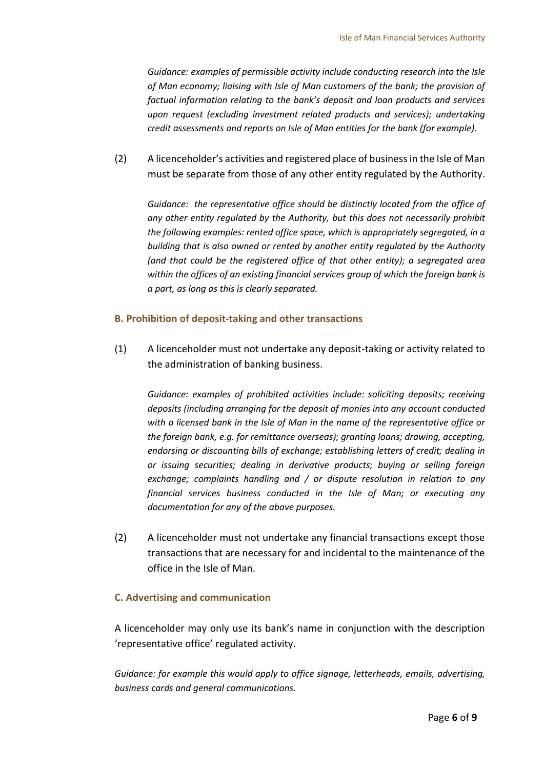*Guidance: examples of permissible activity include conducting research into the Isle of Man economy; liaising with Isle of Man customers of the bank; the provision of factual information relating to the bank's deposit and loan products and services upon request (excluding investment related products and services); undertaking credit assessments and reports on Isle of Man entities for the bank (for example).*

(2) A licenceholder's activities and registered place of business in the Isle of Man must be separate from those of any other entity regulated by the Authority.

*Guidance: the representative office should be distinctly located from the office of any other entity regulated by the Authority, but this does not necessarily prohibit the following examples: rented office space, which is appropriately segregated, in a building that is also owned or rented by another entity regulated by the Authority (and that could be the registered office of that other entity); a segregated area within the offices of an existing financial services group of which the foreign bank is a part, as long as this is clearly separated.*

### B. Prohibition of deposit-taking and other transactions

(1) A licenceholder must not undertake any deposit-taking or activity related to the administration of banking business.

*Guidance: examples of prohibited activities include: soliciting deposits; receiving deposits (including arranging for the deposit of monies into any account conducted with a licensed bank in the Isle of Man in the name of the representative office or the foreign bank, e.g. for remittance overseas); granting loans; drawing, accepting, endorsing or discounting bills of exchange; establishing letters of credit; dealing in or issuing securities; dealing in derivative products; buying or selling foreign exchange; complaints handling and / or dispute resolution in relation to any financial services business conducted in the Isle of Man; or executing any documentation for any of the above purposes.*

(2) A licenceholder must not undertake any financial transactions except those transactions that are necessary for and incidental to the maintenance of the office in the Isle of Man.

### C. Advertising and communication

A licenceholder may only use its bank's name in conjunction with the description 'representative office' regulated activity.

*Guidance: for example this would apply to office signage, letterheads, emails, advertising, business cards and general communications.*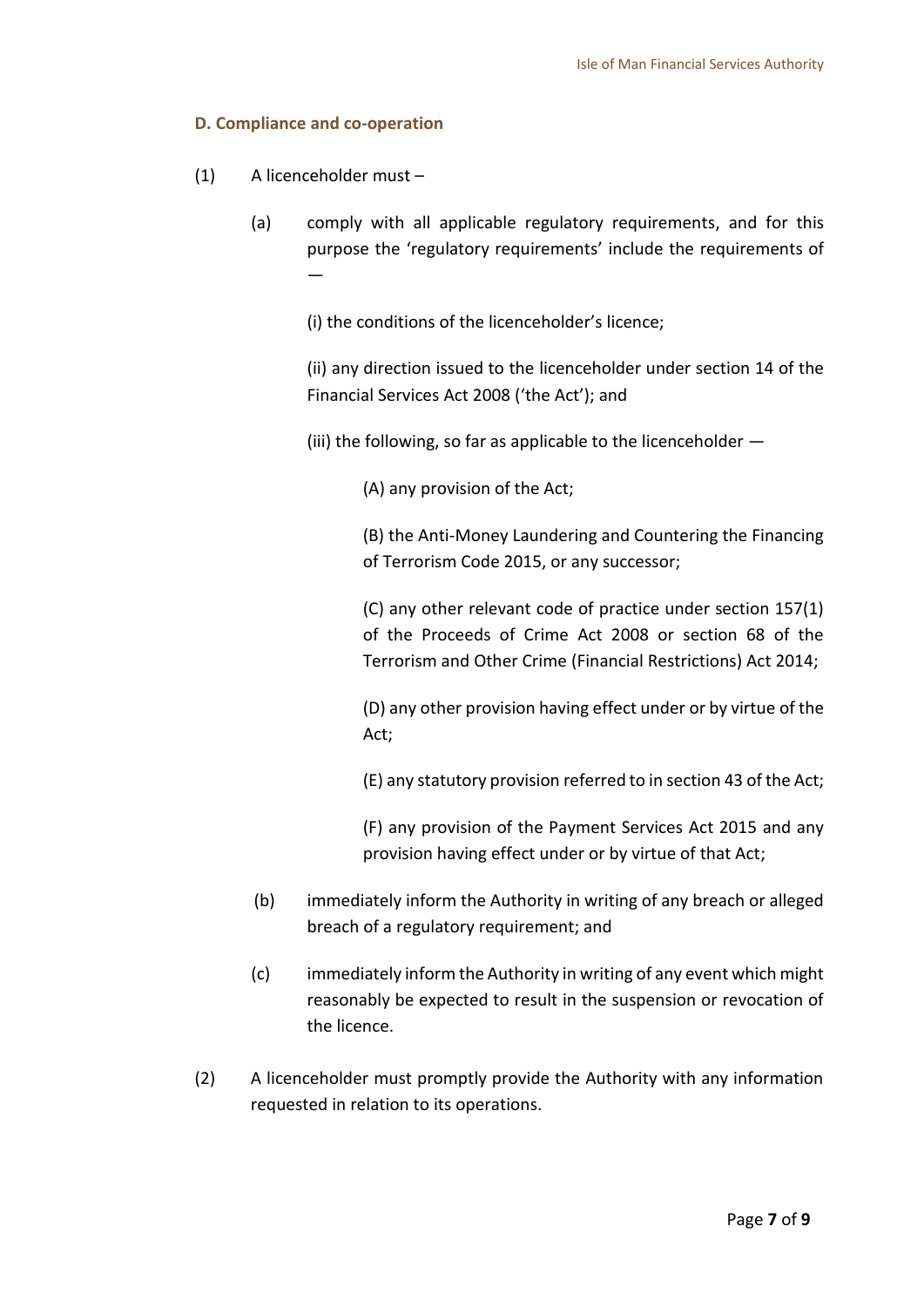### D. Compliance and co-operation

(1) A licenceholder must –

(a) comply with all applicable regulatory requirements, and for this purpose the 'regulatory requirements' include the requirements of —

(i) the conditions of the licenceholder's licence;

(ii) any direction issued to the licenceholder under section 14 of the Financial Services Act 2008 ('the Act'); and

(iii) the following, so far as applicable to the licenceholder —

(A) any provision of the Act;

(B) the Anti-Money Laundering and Countering the Financing of Terrorism Code 2015, or any successor;

(C) any other relevant code of practice under section 157(1) of the Proceeds of Crime Act 2008 or section 68 of the Terrorism and Other Crime (Financial Restrictions) Act 2014;

(D) any other provision having effect under or by virtue of the Act;

(E) any statutory provision referred to in section 43 of the Act;

(F) any provision of the Payment Services Act 2015 and any provision having effect under or by virtue of that Act;

(b) immediately inform the Authority in writing of any breach or alleged breach of a regulatory requirement; and

(c) immediately inform the Authority in writing of any event which might reasonably be expected to result in the suspension or revocation of the licence.

(2) A licenceholder must promptly provide the Authority with any information requested in relation to its operations.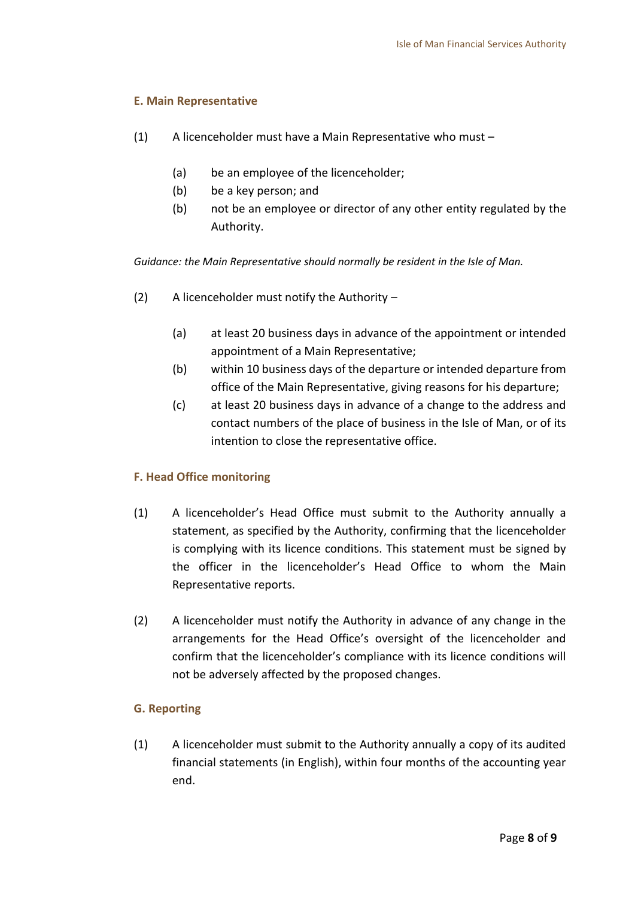### E. Main Representative

(1) A licenceholder must have a Main Representative who must –

- (a) be an employee of the licenceholder;
- (b) be a key person; and
- (b) not be an employee or director of any other entity regulated by the Authority.

*Guidance: the Main Representative should normally be resident in the Isle of Man.*

(2) A licenceholder must notify the Authority –

- (a) at least 20 business days in advance of the appointment or intended appointment of a Main Representative;
- (b) within 10 business days of the departure or intended departure from office of the Main Representative, giving reasons for his departure;
- (c) at least 20 business days in advance of a change to the address and contact numbers of the place of business in the Isle of Man, or of its intention to close the representative office.

### F. Head Office monitoring

(1) A licenceholder's Head Office must submit to the Authority annually a statement, as specified by the Authority, confirming that the licenceholder is complying with its licence conditions. This statement must be signed by the officer in the licenceholder's Head Office to whom the Main Representative reports.

(2) A licenceholder must notify the Authority in advance of any change in the arrangements for the Head Office's oversight of the licenceholder and confirm that the licenceholder's compliance with its licence conditions will not be adversely affected by the proposed changes.

### G. Reporting

(1) A licenceholder must submit to the Authority annually a copy of its audited financial statements (in English), within four months of the accounting year end.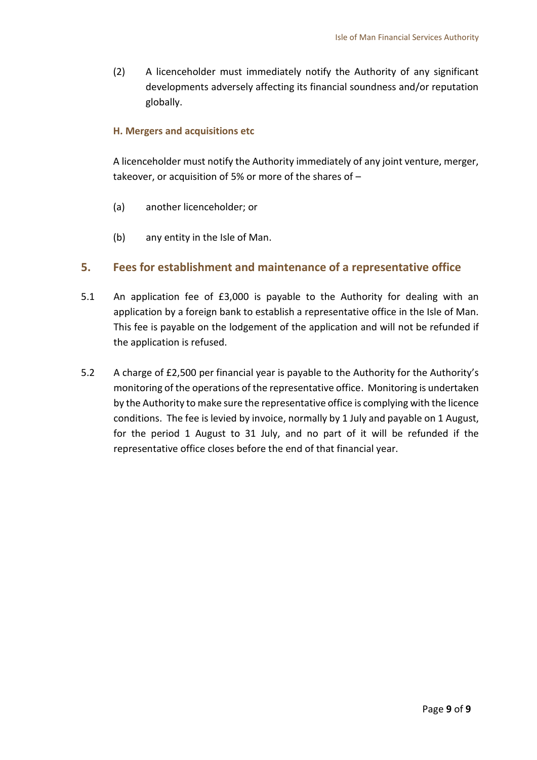(2) A licenceholder must immediately notify the Authority of any significant developments adversely affecting its financial soundness and/or reputation globally.

### H. Mergers and acquisitions etc

A licenceholder must notify the Authority immediately of any joint venture, merger, takeover, or acquisition of 5% or more of the shares of –

(a) another licenceholder; or

(b) any entity in the Isle of Man.

## 5. Fees for establishment and maintenance of a representative office

5.1 An application fee of £3,000 is payable to the Authority for dealing with an application by a foreign bank to establish a representative office in the Isle of Man. This fee is payable on the lodgement of the application and will not be refunded if the application is refused.

5.2 A charge of £2,500 per financial year is payable to the Authority for the Authority's monitoring of the operations of the representative office. Monitoring is undertaken by the Authority to make sure the representative office is complying with the licence conditions. The fee is levied by invoice, normally by 1 July and payable on 1 August, for the period 1 August to 31 July, and no part of it will be refunded if the representative office closes before the end of that financial year.